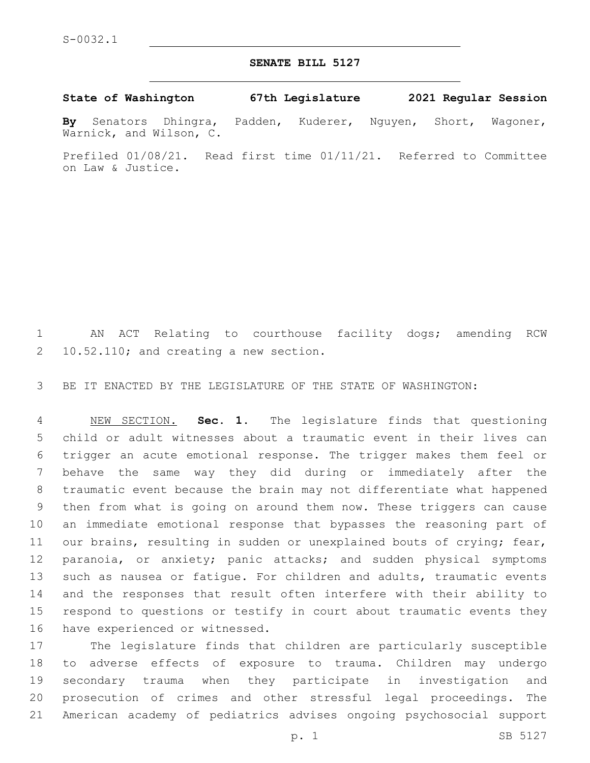S-0032.1

# SENATE BILL 5127

**State of Washington 67th Legislature 2021 Regular Session**

**By** Senators Dhingra, Padden, Kuderer, Nguyen, Short, Wagoner, Warnick, and Wilson, C.

Prefiled 01/08/21. Read first time 01/11/21. Referred to Committee on Law & Justice.

1 AN ACT Relating to courthouse facility dogs; amending RCW 2 10.52.110; and creating a new section.

3 BE IT ENACTED BY THE LEGISLATURE OF THE STATE OF WASHINGTON:

4 NEW SECTION. **Sec. 1.** The legislature finds that questioning 5 child or adult witnesses about a traumatic event in their lives can 6 trigger an acute emotional response. The trigger makes them feel or 7 behave the same way they did during or immediately after the 8 traumatic event because the brain may not differentiate what happened 9 then from what is going on around them now. These triggers can cause 10 an immediate emotional response that bypasses the reasoning part of 11 our brains, resulting in sudden or unexplained bouts of crying; fear, 12 paranoia, or anxiety; panic attacks; and sudden physical symptoms 13 such as nausea or fatigue. For children and adults, traumatic events 14 and the responses that result often interfere with their ability to 15 respond to questions or testify in court about traumatic events they 16 have experienced or witnessed.

17 The legislature finds that children are particularly susceptible 18 to adverse effects of exposure to trauma. Children may undergo 19 secondary trauma when they participate in investigation and 20 prosecution of crimes and other stressful legal proceedings. The 21 American academy of pediatrics advises ongoing psychosocial support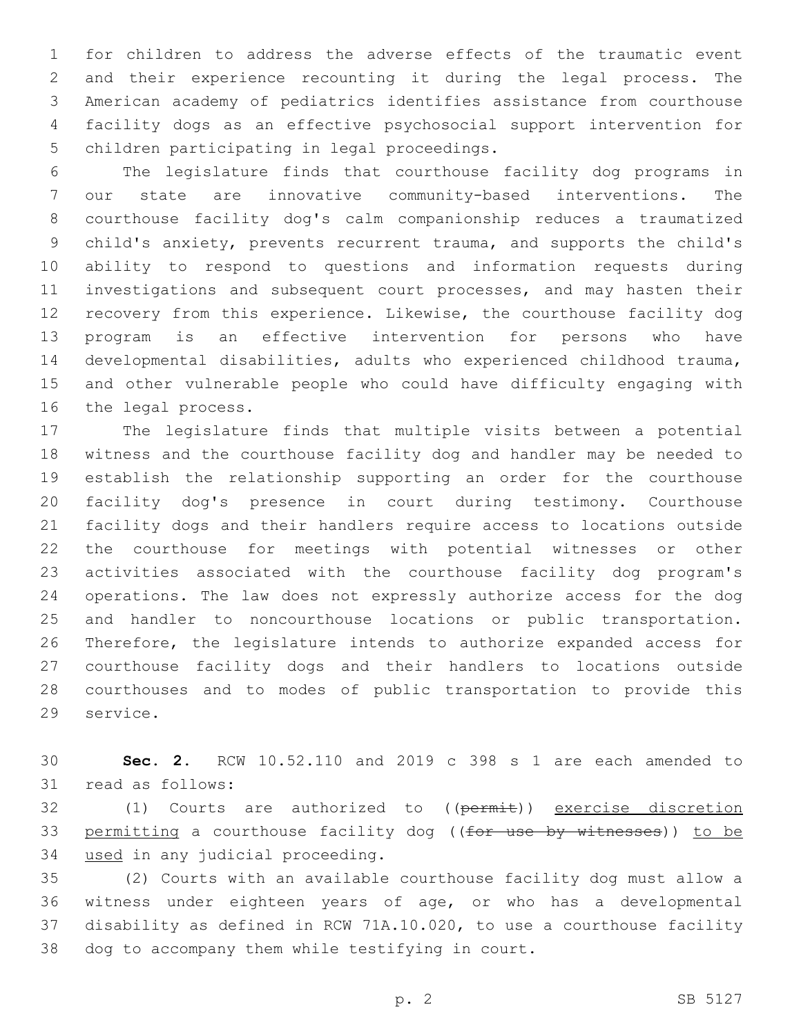for children to address the adverse effects of the traumatic event and their experience recounting it during the legal process. The American academy of pediatrics identifies assistance from courthouse facility dogs as an effective psychosocial support intervention for children participating in legal proceedings.

The legislature finds that courthouse facility dog programs in our state are innovative community-based interventions. The courthouse facility dog's calm companionship reduces a traumatized child's anxiety, prevents recurrent trauma, and supports the child's ability to respond to questions and information requests during investigations and subsequent court processes, and may hasten their recovery from this experience. Likewise, the courthouse facility dog program is an effective intervention for persons who have developmental disabilities, adults who experienced childhood trauma, and other vulnerable people who could have difficulty engaging with the legal process.

The legislature finds that multiple visits between a potential witness and the courthouse facility dog and handler may be needed to establish the relationship supporting an order for the courthouse facility dog's presence in court during testimony. Courthouse facility dogs and their handlers require access to locations outside the courthouse for meetings with potential witnesses or other activities associated with the courthouse facility dog program's operations. The law does not expressly authorize access for the dog and handler to noncourthouse locations or public transportation. Therefore, the legislature intends to authorize expanded access for courthouse facility dogs and their handlers to locations outside courthouses and to modes of public transportation to provide this service.

**Sec. 2.** RCW 10.52.110 and 2019 c 398 s 1 are each amended to read as follows:

(1) Courts are authorized to ((~~permit~~)) <u>exercise discretion permitting</u> a courthouse facility dog ((~~for use by witnesses~~)) <u>to be used</u> in any judicial proceeding.

(2) Courts with an available courthouse facility dog must allow a witness under eighteen years of age, or who has a developmental disability as defined in RCW 71A.10.020, to use a courthouse facility dog to accompany them while testifying in court.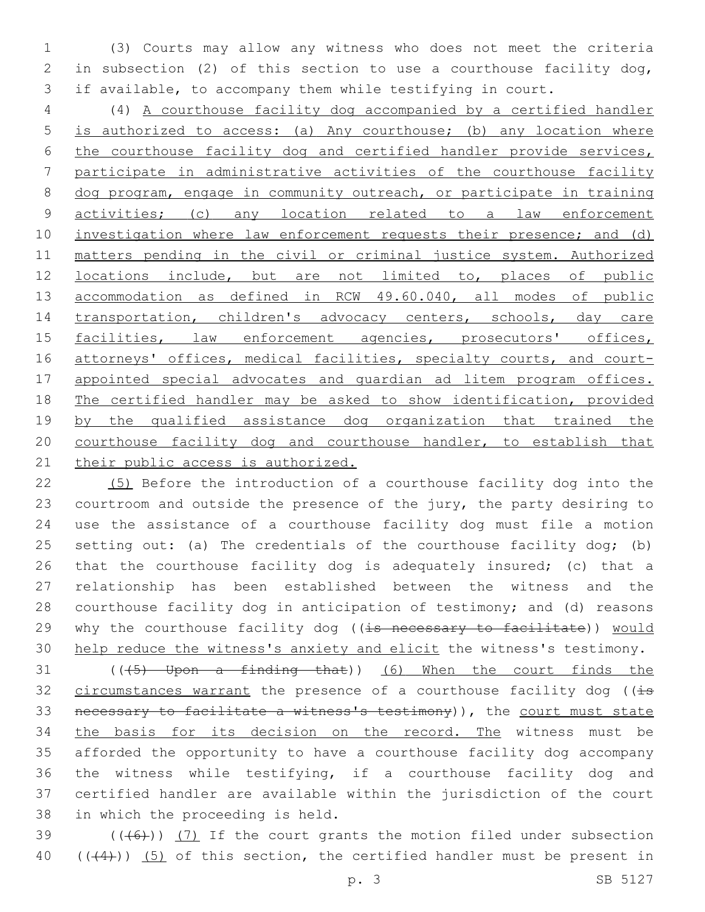(3) Courts may allow any witness who does not meet the criteria in subsection (2) of this section to use a courthouse facility dog, if available, to accompany them while testifying in court.

(4) A courthouse facility dog accompanied by a certified handler is authorized to access: (a) Any courthouse; (b) any location where the courthouse facility dog and certified handler provide services, participate in administrative activities of the courthouse facility dog program, engage in community outreach, or participate in training activities; (c) any location related to a law enforcement investigation where law enforcement requests their presence; and (d) matters pending in the civil or criminal justice system. Authorized locations include, but are not limited to, places of public accommodation as defined in RCW 49.60.040, all modes of public transportation, children's advocacy centers, schools, day care facilities, law enforcement agencies, prosecutors' offices, attorneys' offices, medical facilities, specialty courts, and court-appointed special advocates and guardian ad litem program offices. The certified handler may be asked to show identification, provided by the qualified assistance dog organization that trained the courthouse facility dog and courthouse handler, to establish that their public access is authorized.

(5) Before the introduction of a courthouse facility dog into the courtroom and outside the presence of the jury, the party desiring to use the assistance of a courthouse facility dog must file a motion setting out: (a) The credentials of the courthouse facility dog; (b) that the courthouse facility dog is adequately insured; (c) that a relationship has been established between the witness and the courthouse facility dog in anticipation of testimony; and (d) reasons why the courthouse facility dog ((~~is necessary to facilitate~~)) would help reduce the witness's anxiety and elicit the witness's testimony.

((~~(5) Upon a finding that~~)) (6) When the court finds the circumstances warrant the presence of a courthouse facility dog ((~~is necessary to facilitate a witness's testimony~~)), the court must state the basis for its decision on the record. The witness must be afforded the opportunity to have a courthouse facility dog accompany the witness while testifying, if a courthouse facility dog and certified handler are available within the jurisdiction of the court in which the proceeding is held.

((~~(6)~~)) (7) If the court grants the motion filed under subsection ((~~(4)~~)) (5) of this section, the certified handler must be present in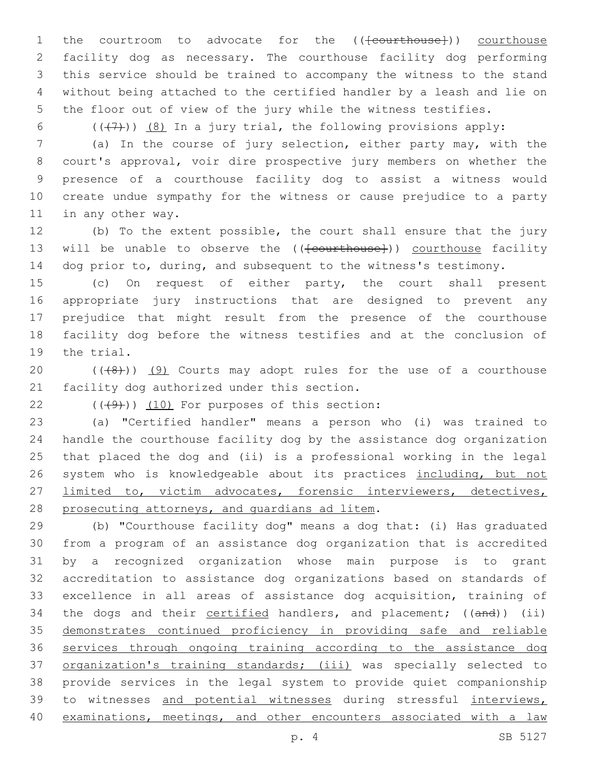the courtroom to advocate for the (([courthouse])) courthouse facility dog as necessary. The courthouse facility dog performing this service should be trained to accompany the witness to the stand without being attached to the certified handler by a leash and lie on the floor out of view of the jury while the witness testifies.

(((7))) (8) In a jury trial, the following provisions apply:

(a) In the course of jury selection, either party may, with the court's approval, voir dire prospective jury members on whether the presence of a courthouse facility dog to assist a witness would create undue sympathy for the witness or cause prejudice to a party in any other way.

(b) To the extent possible, the court shall ensure that the jury will be unable to observe the (([courthouse])) courthouse facility dog prior to, during, and subsequent to the witness's testimony.

(c) On request of either party, the court shall present appropriate jury instructions that are designed to prevent any prejudice that might result from the presence of the courthouse facility dog before the witness testifies and at the conclusion of the trial.

(((8))) (9) Courts may adopt rules for the use of a courthouse facility dog authorized under this section.

(((9))) (10) For purposes of this section:

(a) "Certified handler" means a person who (i) was trained to handle the courthouse facility dog by the assistance dog organization that placed the dog and (ii) is a professional working in the legal system who is knowledgeable about its practices including, but not limited to, victim advocates, forensic interviewers, detectives, prosecuting attorneys, and guardians ad litem.

(b) "Courthouse facility dog" means a dog that: (i) Has graduated from a program of an assistance dog organization that is accredited by a recognized organization whose main purpose is to grant accreditation to assistance dog organizations based on standards of excellence in all areas of assistance dog acquisition, training of the dogs and their certified handlers, and placement; ((and)) (ii) demonstrates continued proficiency in providing safe and reliable services through ongoing training according to the assistance dog organization's training standards; (iii) was specially selected to provide services in the legal system to provide quiet companionship to witnesses and potential witnesses during stressful interviews, examinations, meetings, and other encounters associated with a law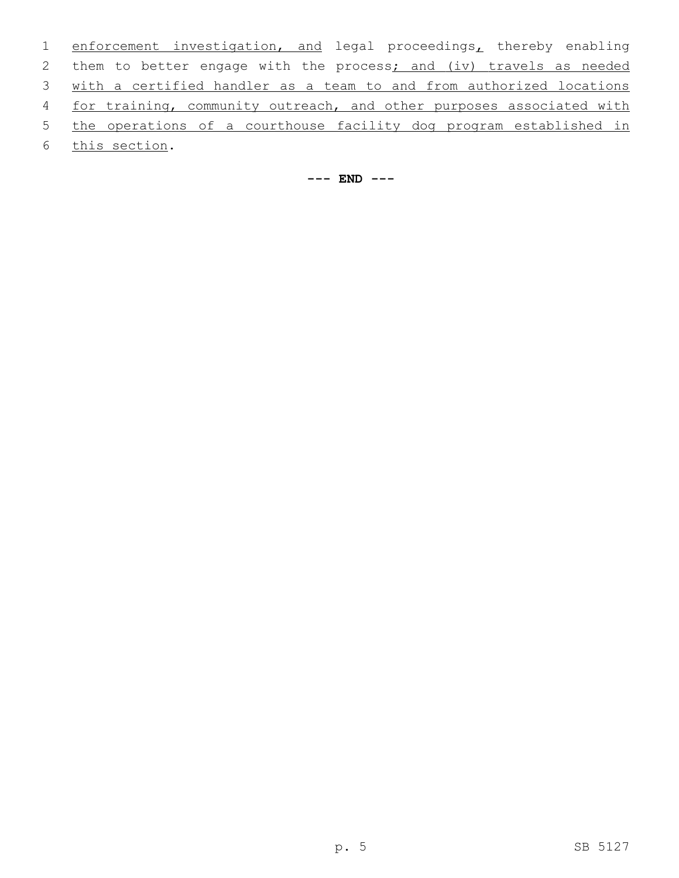enforcement investigation, and legal proceedings, thereby enabling them to better engage with the process; and (iv) travels as needed with a certified handler as a team to and from authorized locations for training, community outreach, and other purposes associated with the operations of a courthouse facility dog program established in this section.

**--- END ---**